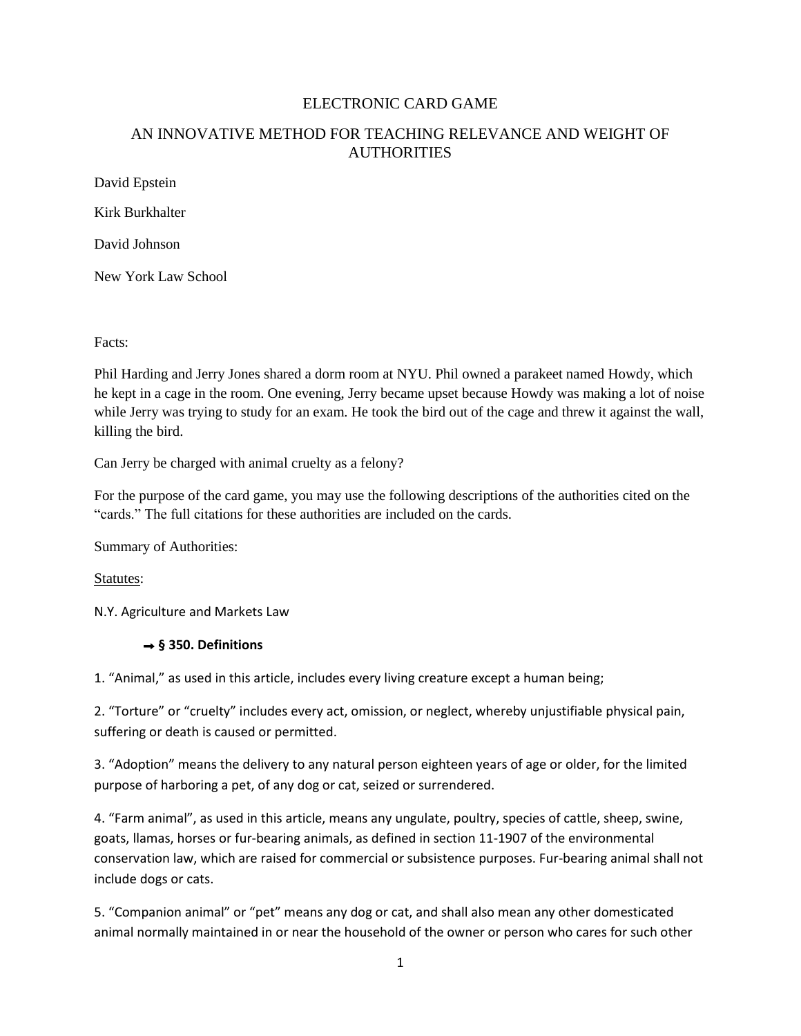# ELECTRONIC CARD GAME

## AN INNOVATIVE METHOD FOR TEACHING RELEVANCE AND WEIGHT OF AUTHORITIES

David Epstein

Kirk Burkhalter

David Johnson

New York Law School

Facts:

Phil Harding and Jerry Jones shared a dorm room at NYU. Phil owned a parakeet named Howdy, which he kept in a cage in the room. One evening, Jerry became upset because Howdy was making a lot of noise while Jerry was trying to study for an exam. He took the bird out of the cage and threw it against the wall, killing the bird.

Can Jerry be charged with animal cruelty as a felony?

For the purpose of the card game, you may use the following descriptions of the authorities cited on the "cards." The full citations for these authorities are included on the cards.

Summary of Authorities:

<u>Statutes</u>:

N.Y. Agriculture and Markets Law

**➞ § 350. Definitions**

1. "Animal," as used in this article, includes every living creature except a human being;

2. "Torture" or "cruelty" includes every act, omission, or neglect, whereby unjustifiable physical pain, suffering or death is caused or permitted.

3. "Adoption" means the delivery to any natural person eighteen years of age or older, for the limited purpose of harboring a pet, of any dog or cat, seized or surrendered.

4. "Farm animal", as used in this article, means any ungulate, poultry, species of cattle, sheep, swine, goats, llamas, horses or fur-bearing animals, as defined in section 11-1907 of the environmental conservation law, which are raised for commercial or subsistence purposes. Fur-bearing animal shall not include dogs or cats.

5. "Companion animal" or "pet" means any dog or cat, and shall also mean any other domesticated animal normally maintained in or near the household of the owner or person who cares for such other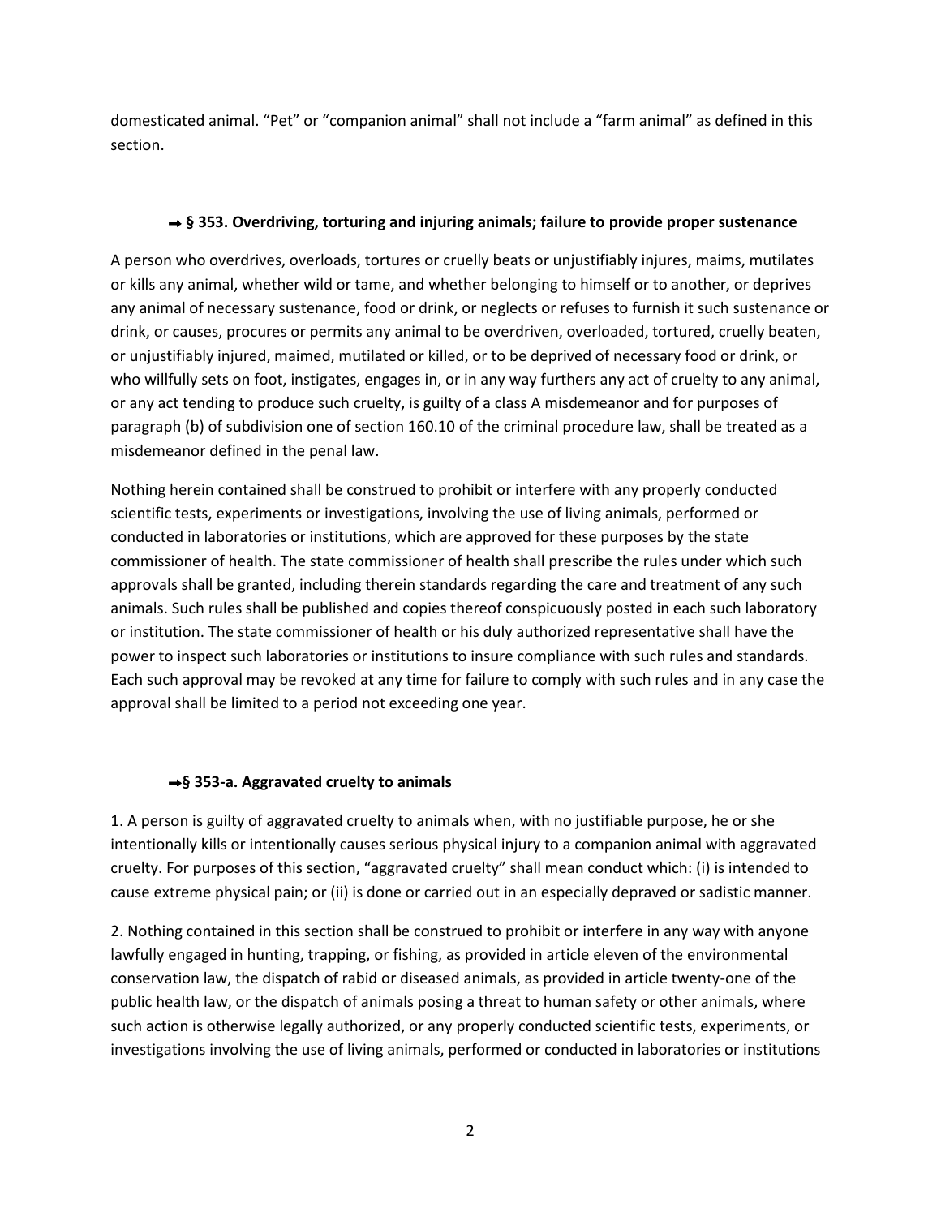domesticated animal. "Pet" or "companion animal" shall not include a "farm animal" as defined in this section.

### → § 353. Overdriving, torturing and injuring animals; failure to provide proper sustenance

A person who overdrives, overloads, tortures or cruelly beats or unjustifiably injures, maims, mutilates or kills any animal, whether wild or tame, and whether belonging to himself or to another, or deprives any animal of necessary sustenance, food or drink, or neglects or refuses to furnish it such sustenance or drink, or causes, procures or permits any animal to be overdriven, overloaded, tortured, cruelly beaten, or unjustifiably injured, maimed, mutilated or killed, or to be deprived of necessary food or drink, or who willfully sets on foot, instigates, engages in, or in any way furthers any act of cruelty to any animal, or any act tending to produce such cruelty, is guilty of a class A misdemeanor and for purposes of paragraph (b) of subdivision one of section 160.10 of the criminal procedure law, shall be treated as a misdemeanor defined in the penal law.

Nothing herein contained shall be construed to prohibit or interfere with any properly conducted scientific tests, experiments or investigations, involving the use of living animals, performed or conducted in laboratories or institutions, which are approved for these purposes by the state commissioner of health. The state commissioner of health shall prescribe the rules under which such approvals shall be granted, including therein standards regarding the care and treatment of any such animals. Such rules shall be published and copies thereof conspicuously posted in each such laboratory or institution. The state commissioner of health or his duly authorized representative shall have the power to inspect such laboratories or institutions to insure compliance with such rules and standards. Each such approval may be revoked at any time for failure to comply with such rules and in any case the approval shall be limited to a period not exceeding one year.

### → § 353-a. Aggravated cruelty to animals

1. A person is guilty of aggravated cruelty to animals when, with no justifiable purpose, he or she intentionally kills or intentionally causes serious physical injury to a companion animal with aggravated cruelty. For purposes of this section, "aggravated cruelty" shall mean conduct which: (i) is intended to cause extreme physical pain; or (ii) is done or carried out in an especially depraved or sadistic manner.

2. Nothing contained in this section shall be construed to prohibit or interfere in any way with anyone lawfully engaged in hunting, trapping, or fishing, as provided in article eleven of the environmental conservation law, the dispatch of rabid or diseased animals, as provided in article twenty-one of the public health law, or the dispatch of animals posing a threat to human safety or other animals, where such action is otherwise legally authorized, or any properly conducted scientific tests, experiments, or investigations involving the use of living animals, performed or conducted in laboratories or institutions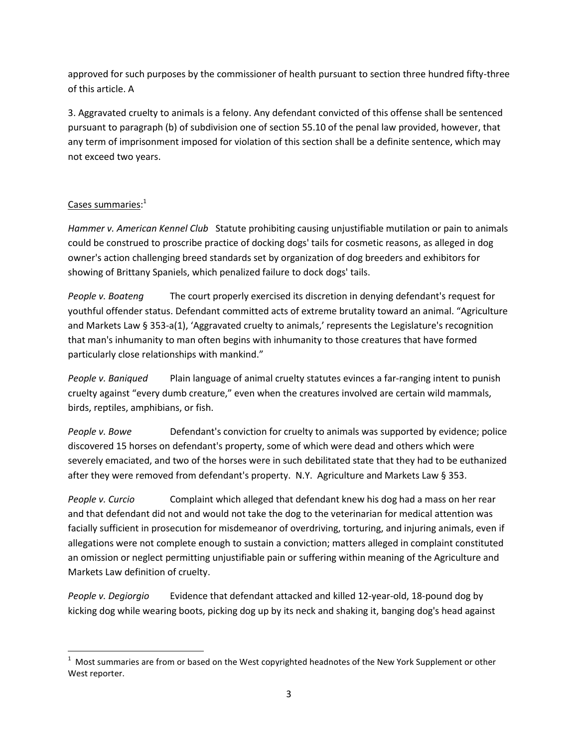approved for such purposes by the commissioner of health pursuant to section three hundred fifty-three of this article. A

3. Aggravated cruelty to animals is a felony. Any defendant convicted of this offense shall be sentenced pursuant to paragraph (b) of subdivision one of section 55.10 of the penal law provided, however, that any term of imprisonment imposed for violation of this section shall be a definite sentence, which may not exceed two years.

<u>Cases summaries</u>:[1]

*Hammer v. American Kennel Club* Statute prohibiting causing unjustifiable mutilation or pain to animals could be construed to proscribe practice of docking dogs' tails for cosmetic reasons, as alleged in dog owner's action challenging breed standards set by organization of dog breeders and exhibitors for showing of Brittany Spaniels, which penalized failure to dock dogs' tails.

*People v. Boateng* The court properly exercised its discretion in denying defendant's request for youthful offender status. Defendant committed acts of extreme brutality toward an animal. "Agriculture and Markets Law § 353-a(1), 'Aggravated cruelty to animals,' represents the Legislature's recognition that man's inhumanity to man often begins with inhumanity to those creatures that have formed particularly close relationships with mankind."

*People v. Baniqued* Plain language of animal cruelty statutes evinces a far-ranging intent to punish cruelty against "every dumb creature," even when the creatures involved are certain wild mammals, birds, reptiles, amphibians, or fish.

*People v. Bowe* Defendant's conviction for cruelty to animals was supported by evidence; police discovered 15 horses on defendant's property, some of which were dead and others which were severely emaciated, and two of the horses were in such debilitated state that they had to be euthanized after they were removed from defendant's property. N.Y. Agriculture and Markets Law § 353.

*People v. Curcio* Complaint which alleged that defendant knew his dog had a mass on her rear and that defendant did not and would not take the dog to the veterinarian for medical attention was facially sufficient in prosecution for misdemeanor of overdriving, torturing, and injuring animals, even if allegations were not complete enough to sustain a conviction; matters alleged in complaint constituted an omission or neglect permitting unjustifiable pain or suffering within meaning of the Agriculture and Markets Law definition of cruelty.

*People v. Degiorgio* Evidence that defendant attacked and killed 12-year-old, 18-pound dog by kicking dog while wearing boots, picking dog up by its neck and shaking it, banging dog's head against

[1] Most summaries are from or based on the West copyrighted headnotes of the New York Supplement or other West reporter.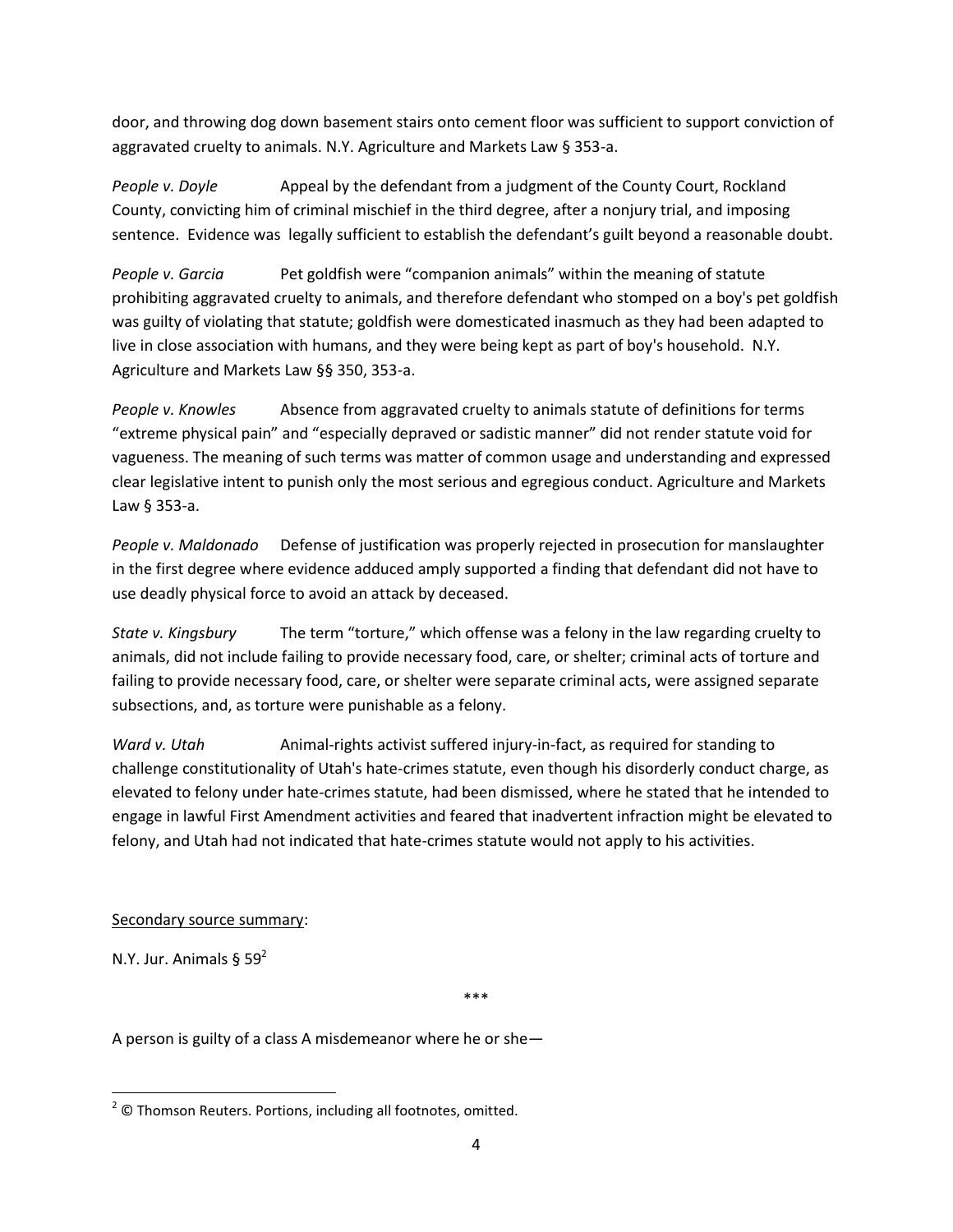door, and throwing dog down basement stairs onto cement floor was sufficient to support conviction of aggravated cruelty to animals. N.Y. Agriculture and Markets Law § 353-a.

*People v. Doyle* Appeal by the defendant from a judgment of the County Court, Rockland County, convicting him of criminal mischief in the third degree, after a nonjury trial, and imposing sentence. Evidence was legally sufficient to establish the defendant's guilt beyond a reasonable doubt.

*People v. Garcia* Pet goldfish were "companion animals" within the meaning of statute prohibiting aggravated cruelty to animals, and therefore defendant who stomped on a boy's pet goldfish was guilty of violating that statute; goldfish were domesticated inasmuch as they had been adapted to live in close association with humans, and they were being kept as part of boy's household. N.Y. Agriculture and Markets Law §§ 350, 353-a.

*People v. Knowles* Absence from aggravated cruelty to animals statute of definitions for terms "extreme physical pain" and "especially depraved or sadistic manner" did not render statute void for vagueness. The meaning of such terms was matter of common usage and understanding and expressed clear legislative intent to punish only the most serious and egregious conduct. Agriculture and Markets Law § 353-a.

*People v. Maldonado* Defense of justification was properly rejected in prosecution for manslaughter in the first degree where evidence adduced amply supported a finding that defendant did not have to use deadly physical force to avoid an attack by deceased.

*State v. Kingsbury* The term "torture," which offense was a felony in the law regarding cruelty to animals, did not include failing to provide necessary food, care, or shelter; criminal acts of torture and failing to provide necessary food, care, or shelter were separate criminal acts, were assigned separate subsections, and, as torture were punishable as a felony.

*Ward v. Utah* Animal-rights activist suffered injury-in-fact, as required for standing to challenge constitutionality of Utah's hate-crimes statute, even though his disorderly conduct charge, as elevated to felony under hate-crimes statute, had been dismissed, where he stated that he intended to engage in lawful First Amendment activities and feared that inadvertent infraction might be elevated to felony, and Utah had not indicated that hate-crimes statute would not apply to his activities.

<u>Secondary source summary</u>:

N.Y. Jur. Animals § 59[2]

\*\*\*

A person is guilty of a class A misdemeanor where he or she—

[2] © Thomson Reuters. Portions, including all footnotes, omitted.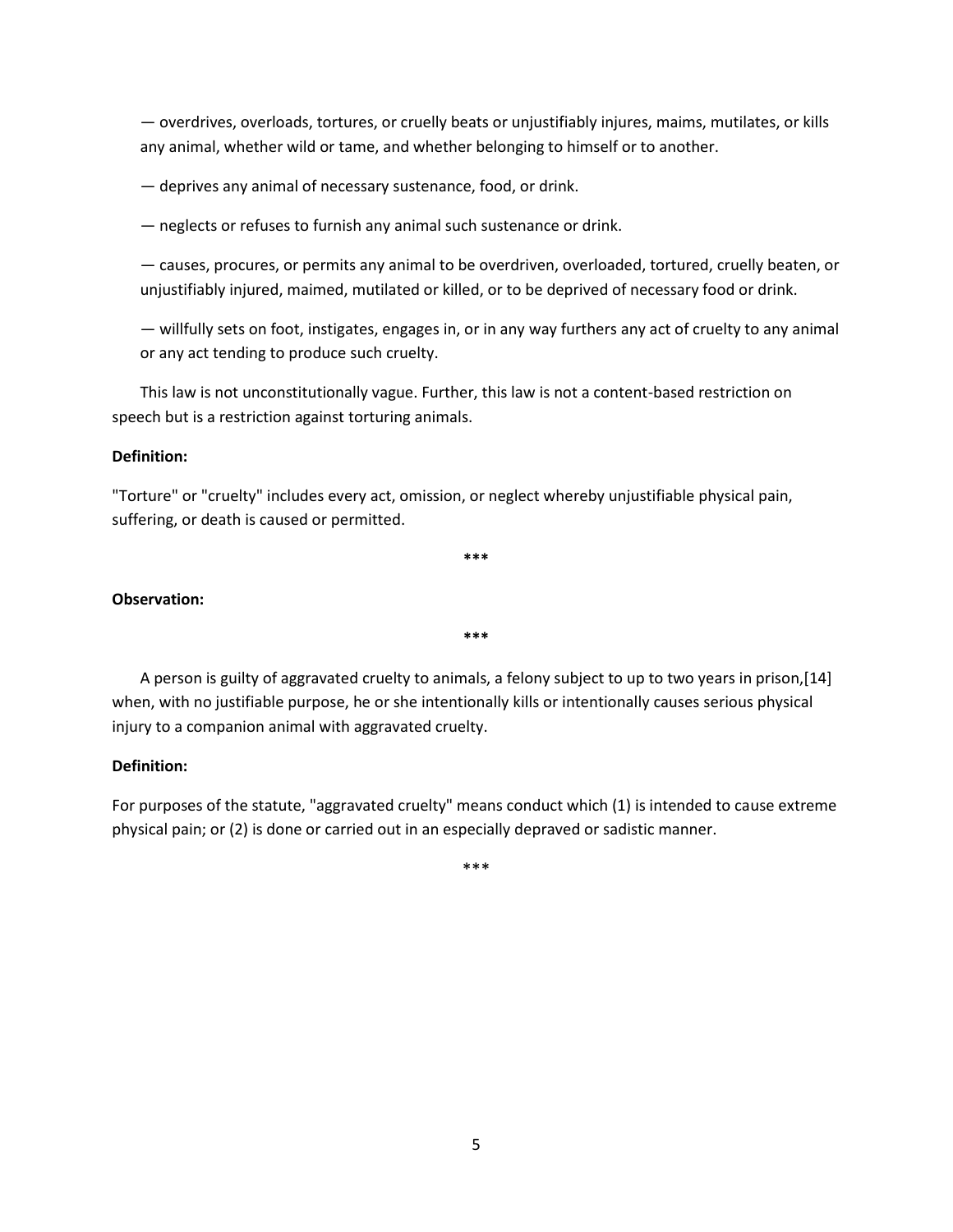— overdrives, overloads, tortures, or cruelly beats or unjustifiably injures, maims, mutilates, or kills any animal, whether wild or tame, and whether belonging to himself or to another.

— deprives any animal of necessary sustenance, food, or drink.

— neglects or refuses to furnish any animal such sustenance or drink.

— causes, procures, or permits any animal to be overdriven, overloaded, tortured, cruelly beaten, or unjustifiably injured, maimed, mutilated or killed, or to be deprived of necessary food or drink.

— willfully sets on foot, instigates, engages in, or in any way furthers any act of cruelty to any animal or any act tending to produce such cruelty.

This law is not unconstitutionally vague. Further, this law is not a content-based restriction on speech but is a restriction against torturing animals.

**Definition:**

"Torture" or "cruelty" includes every act, omission, or neglect whereby unjustifiable physical pain, suffering, or death is caused or permitted.

**\*\*\***

**Observation:**

**\*\*\***

A person is guilty of aggravated cruelty to animals, a felony subject to up to two years in prison,[14] when, with no justifiable purpose, he or she intentionally kills or intentionally causes serious physical injury to a companion animal with aggravated cruelty.

**Definition:**

For purposes of the statute, "aggravated cruelty" means conduct which (1) is intended to cause extreme physical pain; or (2) is done or carried out in an especially depraved or sadistic manner.

\*\*\*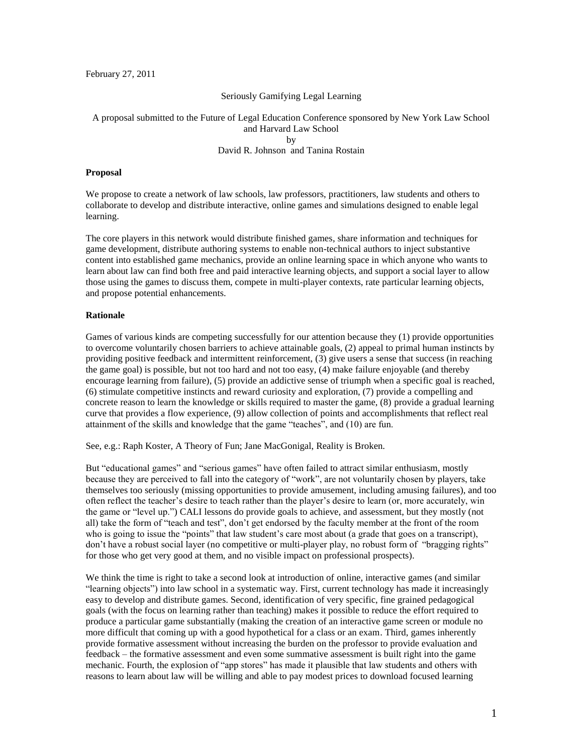February 27, 2011

Seriously Gamifying Legal Learning

A proposal submitted to the Future of Legal Education Conference sponsored by New York Law School and Harvard Law School
by
David R. Johnson and Tanina Rostain

**Proposal**

We propose to create a network of law schools, law professors, practitioners, law students and others to collaborate to develop and distribute interactive, online games and simulations designed to enable legal learning.

The core players in this network would distribute finished games, share information and techniques for game development, distribute authoring systems to enable non-technical authors to inject substantive content into established game mechanics, provide an online learning space in which anyone who wants to learn about law can find both free and paid interactive learning objects, and support a social layer to allow those using the games to discuss them, compete in multi-player contexts, rate particular learning objects, and propose potential enhancements.

**Rationale**

Games of various kinds are competing successfully for our attention because they (1) provide opportunities to overcome voluntarily chosen barriers to achieve attainable goals, (2) appeal to primal human instincts by providing positive feedback and intermittent reinforcement, (3) give users a sense that success (in reaching the game goal) is possible, but not too hard and not too easy, (4) make failure enjoyable (and thereby encourage learning from failure), (5) provide an addictive sense of triumph when a specific goal is reached, (6) stimulate competitive instincts and reward curiosity and exploration, (7) provide a compelling and concrete reason to learn the knowledge or skills required to master the game, (8) provide a gradual learning curve that provides a flow experience, (9) allow collection of points and accomplishments that reflect real attainment of the skills and knowledge that the game "teaches", and (10) are fun.

See, e.g.: Raph Koster, A Theory of Fun; Jane MacGonigal, Reality is Broken.

But "educational games" and "serious games" have often failed to attract similar enthusiasm, mostly because they are perceived to fall into the category of "work", are not voluntarily chosen by players, take themselves too seriously (missing opportunities to provide amusement, including amusing failures), and too often reflect the teacher's desire to teach rather than the player's desire to learn (or, more accurately, win the game or "level up.") CALI lessons do provide goals to achieve, and assessment, but they mostly (not all) take the form of "teach and test", don't get endorsed by the faculty member at the front of the room who is going to issue the "points" that law student's care most about (a grade that goes on a transcript), don't have a robust social layer (no competitive or multi-player play, no robust form of "bragging rights" for those who get very good at them, and no visible impact on professional prospects).

We think the time is right to take a second look at introduction of online, interactive games (and similar "learning objects") into law school in a systematic way. First, current technology has made it increasingly easy to develop and distribute games. Second, identification of very specific, fine grained pedagogical goals (with the focus on learning rather than teaching) makes it possible to reduce the effort required to produce a particular game substantially (making the creation of an interactive game screen or module no more difficult that coming up with a good hypothetical for a class or an exam. Third, games inherently provide formative assessment without increasing the burden on the professor to provide evaluation and feedback – the formative assessment and even some summative assessment is built right into the game mechanic. Fourth, the explosion of "app stores" has made it plausible that law students and others with reasons to learn about law will be willing and able to pay modest prices to download focused learning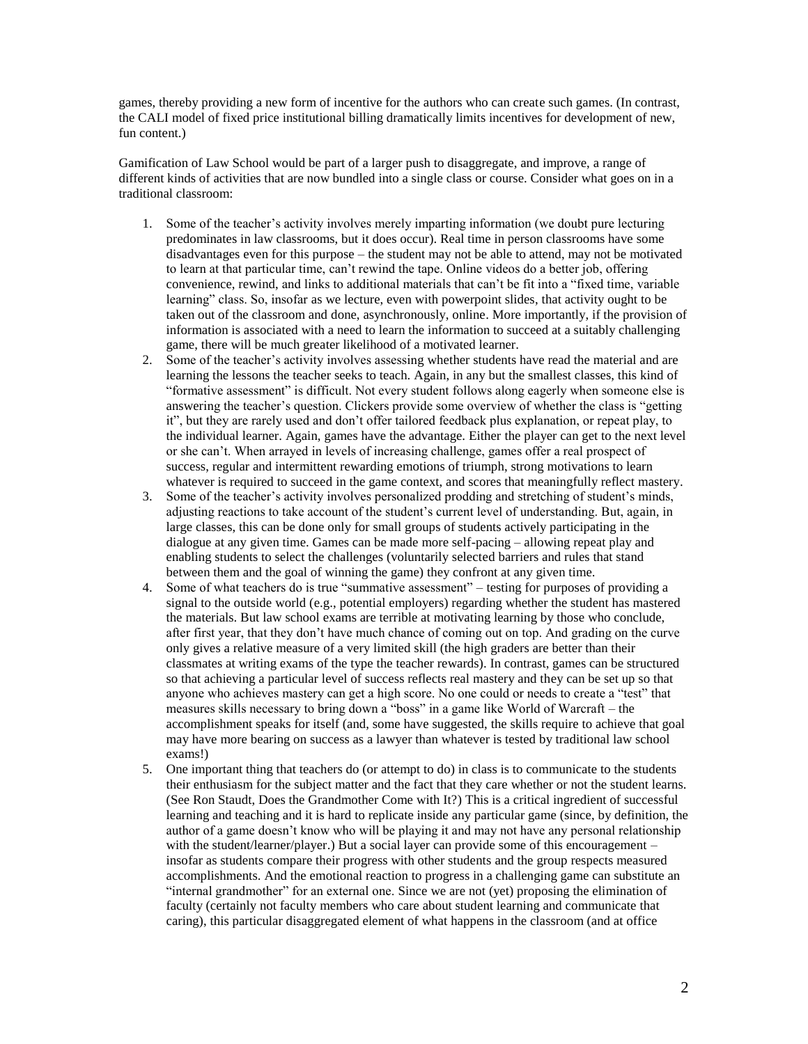games, thereby providing a new form of incentive for the authors who can create such games. (In contrast, the CALI model of fixed price institutional billing dramatically limits incentives for development of new, fun content.)

Gamification of Law School would be part of a larger push to disaggregate, and improve, a range of different kinds of activities that are now bundled into a single class or course. Consider what goes on in a traditional classroom:

1. Some of the teacher's activity involves merely imparting information (we doubt pure lecturing predominates in law classrooms, but it does occur). Real time in person classrooms have some disadvantages even for this purpose – the student may not be able to attend, may not be motivated to learn at that particular time, can't rewind the tape. Online videos do a better job, offering convenience, rewind, and links to additional materials that can't be fit into a "fixed time, variable learning" class. So, insofar as we lecture, even with powerpoint slides, that activity ought to be taken out of the classroom and done, asynchronously, online. More importantly, if the provision of information is associated with a need to learn the information to succeed at a suitably challenging game, there will be much greater likelihood of a motivated learner.
2. Some of the teacher's activity involves assessing whether students have read the material and are learning the lessons the teacher seeks to teach. Again, in any but the smallest classes, this kind of "formative assessment" is difficult. Not every student follows along eagerly when someone else is answering the teacher's question. Clickers provide some overview of whether the class is "getting it", but they are rarely used and don't offer tailored feedback plus explanation, or repeat play, to the individual learner. Again, games have the advantage. Either the player can get to the next level or she can't. When arrayed in levels of increasing challenge, games offer a real prospect of success, regular and intermittent rewarding emotions of triumph, strong motivations to learn whatever is required to succeed in the game context, and scores that meaningfully reflect mastery.
3. Some of the teacher's activity involves personalized prodding and stretching of student's minds, adjusting reactions to take account of the student's current level of understanding. But, again, in large classes, this can be done only for small groups of students actively participating in the dialogue at any given time. Games can be made more self-pacing – allowing repeat play and enabling students to select the challenges (voluntarily selected barriers and rules that stand between them and the goal of winning the game) they confront at any given time.
4. Some of what teachers do is true "summative assessment" – testing for purposes of providing a signal to the outside world (e.g., potential employers) regarding whether the student has mastered the materials. But law school exams are terrible at motivating learning by those who conclude, after first year, that they don't have much chance of coming out on top. And grading on the curve only gives a relative measure of a very limited skill (the high graders are better than their classmates at writing exams of the type the teacher rewards). In contrast, games can be structured so that achieving a particular level of success reflects real mastery and they can be set up so that anyone who achieves mastery can get a high score. No one could or needs to create a "test" that measures skills necessary to bring down a "boss" in a game like World of Warcraft – the accomplishment speaks for itself (and, some have suggested, the skills require to achieve that goal may have more bearing on success as a lawyer than whatever is tested by traditional law school exams!)
5. One important thing that teachers do (or attempt to do) in class is to communicate to the students their enthusiasm for the subject matter and the fact that they care whether or not the student learns. (See Ron Staudt, Does the Grandmother Come with It?) This is a critical ingredient of successful learning and teaching and it is hard to replicate inside any particular game (since, by definition, the author of a game doesn't know who will be playing it and may not have any personal relationship with the student/learner/player.) But a social layer can provide some of this encouragement – insofar as students compare their progress with other students and the group respects measured accomplishments. And the emotional reaction to progress in a challenging game can substitute an "internal grandmother" for an external one. Since we are not (yet) proposing the elimination of faculty (certainly not faculty members who care about student learning and communicate that caring), this particular disaggregated element of what happens in the classroom (and at office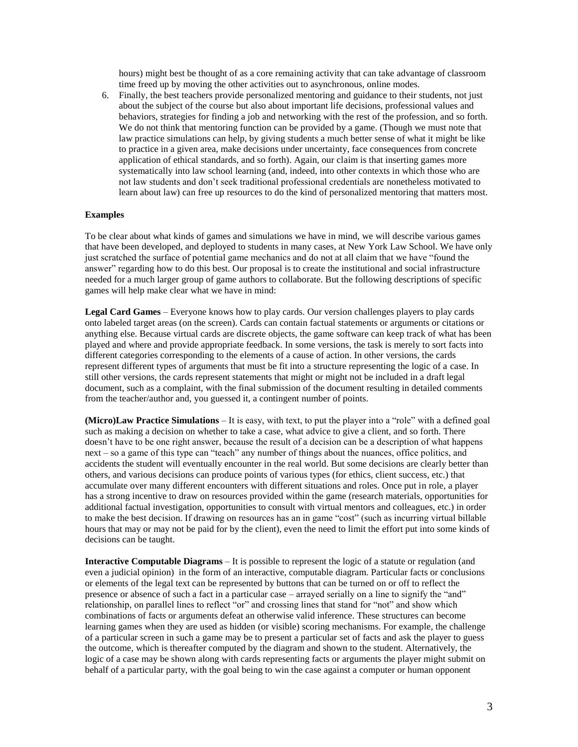hours) might best be thought of as a core remaining activity that can take advantage of classroom time freed up by moving the other activities out to asynchronous, online modes.

6. Finally, the best teachers provide personalized mentoring and guidance to their students, not just about the subject of the course but also about important life decisions, professional values and behaviors, strategies for finding a job and networking with the rest of the profession, and so forth. We do not think that mentoring function can be provided by a game. (Though we must note that law practice simulations can help, by giving students a much better sense of what it might be like to practice in a given area, make decisions under uncertainty, face consequences from concrete application of ethical standards, and so forth). Again, our claim is that inserting games more systematically into law school learning (and, indeed, into other contexts in which those who are not law students and don't seek traditional professional credentials are nonetheless motivated to learn about law) can free up resources to do the kind of personalized mentoring that matters most.

**Examples**

To be clear about what kinds of games and simulations we have in mind, we will describe various games that have been developed, and deployed to students in many cases, at New York Law School. We have only just scratched the surface of potential game mechanics and do not at all claim that we have "found the answer" regarding how to do this best. Our proposal is to create the institutional and social infrastructure needed for a much larger group of game authors to collaborate. But the following descriptions of specific games will help make clear what we have in mind:

**Legal Card Games** – Everyone knows how to play cards. Our version challenges players to play cards onto labeled target areas (on the screen). Cards can contain factual statements or arguments or citations or anything else. Because virtual cards are discrete objects, the game software can keep track of what has been played and where and provide appropriate feedback. In some versions, the task is merely to sort facts into different categories corresponding to the elements of a cause of action. In other versions, the cards represent different types of arguments that must be fit into a structure representing the logic of a case. In still other versions, the cards represent statements that might or might not be included in a draft legal document, such as a complaint, with the final submission of the document resulting in detailed comments from the teacher/author and, you guessed it, a contingent number of points.

**(Micro)Law Practice Simulations** – It is easy, with text, to put the player into a "role" with a defined goal such as making a decision on whether to take a case, what advice to give a client, and so forth. There doesn't have to be one right answer, because the result of a decision can be a description of what happens next – so a game of this type can "teach" any number of things about the nuances, office politics, and accidents the student will eventually encounter in the real world. But some decisions are clearly better than others, and various decisions can produce points of various types (for ethics, client success, etc.) that accumulate over many different encounters with different situations and roles. Once put in role, a player has a strong incentive to draw on resources provided within the game (research materials, opportunities for additional factual investigation, opportunities to consult with virtual mentors and colleagues, etc.) in order to make the best decision. If drawing on resources has an in game "cost" (such as incurring virtual billable hours that may or may not be paid for by the client), even the need to limit the effort put into some kinds of decisions can be taught.

**Interactive Computable Diagrams** – It is possible to represent the logic of a statute or regulation (and even a judicial opinion) in the form of an interactive, computable diagram. Particular facts or conclusions or elements of the legal text can be represented by buttons that can be turned on or off to reflect the presence or absence of such a fact in a particular case – arrayed serially on a line to signify the "and" relationship, on parallel lines to reflect "or" and crossing lines that stand for "not" and show which combinations of facts or arguments defeat an otherwise valid inference. These structures can become learning games when they are used as hidden (or visible) scoring mechanisms. For example, the challenge of a particular screen in such a game may be to present a particular set of facts and ask the player to guess the outcome, which is thereafter computed by the diagram and shown to the student. Alternatively, the logic of a case may be shown along with cards representing facts or arguments the player might submit on behalf of a particular party, with the goal being to win the case against a computer or human opponent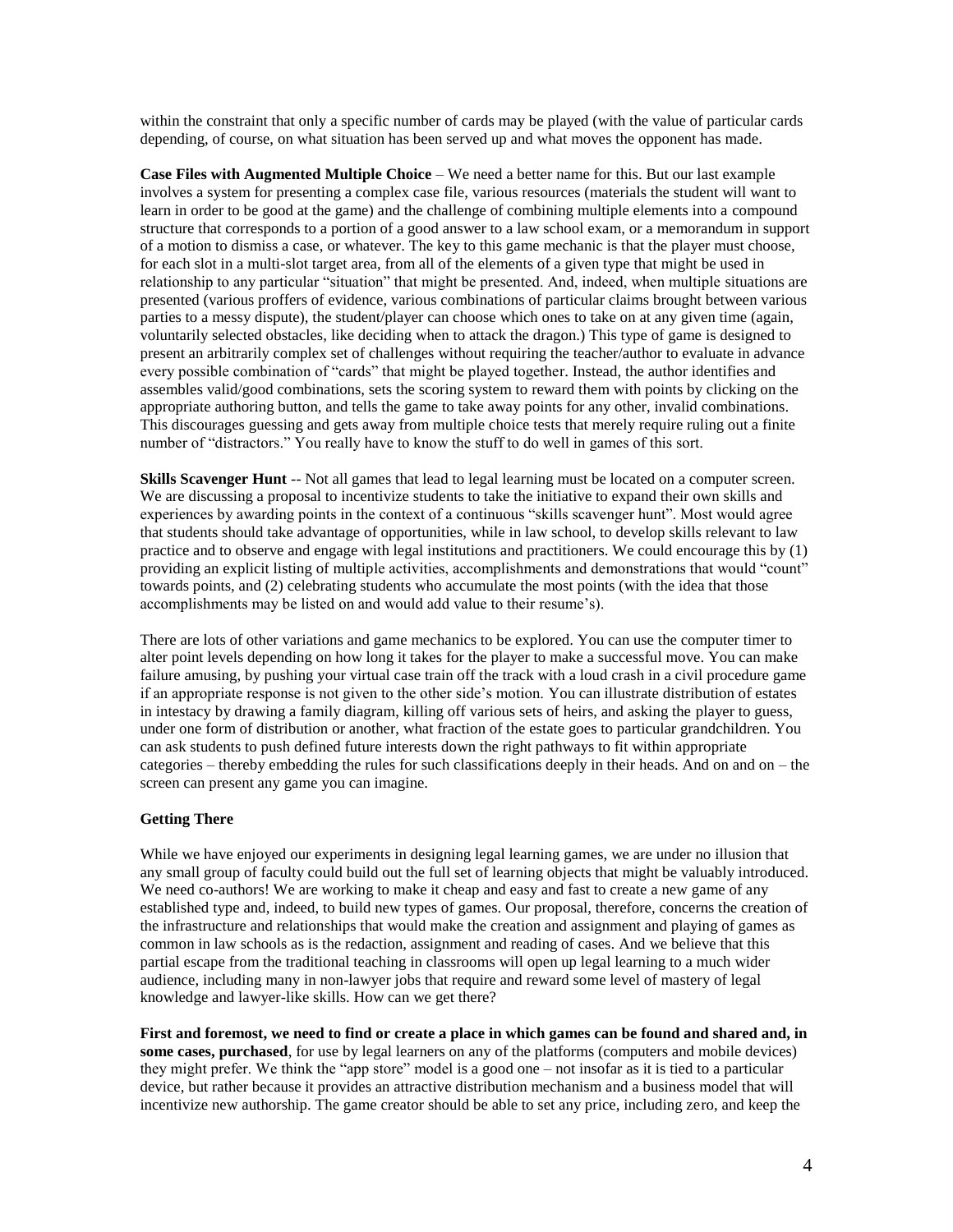within the constraint that only a specific number of cards may be played (with the value of particular cards depending, of course, on what situation has been served up and what moves the opponent has made.

**Case Files with Augmented Multiple Choice** – We need a better name for this. But our last example involves a system for presenting a complex case file, various resources (materials the student will want to learn in order to be good at the game) and the challenge of combining multiple elements into a compound structure that corresponds to a portion of a good answer to a law school exam, or a memorandum in support of a motion to dismiss a case, or whatever. The key to this game mechanic is that the player must choose, for each slot in a multi-slot target area, from all of the elements of a given type that might be used in relationship to any particular "situation" that might be presented. And, indeed, when multiple situations are presented (various proffers of evidence, various combinations of particular claims brought between various parties to a messy dispute), the student/player can choose which ones to take on at any given time (again, voluntarily selected obstacles, like deciding when to attack the dragon.) This type of game is designed to present an arbitrarily complex set of challenges without requiring the teacher/author to evaluate in advance every possible combination of "cards" that might be played together. Instead, the author identifies and assembles valid/good combinations, sets the scoring system to reward them with points by clicking on the appropriate authoring button, and tells the game to take away points for any other, invalid combinations. This discourages guessing and gets away from multiple choice tests that merely require ruling out a finite number of "distractors." You really have to know the stuff to do well in games of this sort.

**Skills Scavenger Hunt** -- Not all games that lead to legal learning must be located on a computer screen. We are discussing a proposal to incentivize students to take the initiative to expand their own skills and experiences by awarding points in the context of a continuous "skills scavenger hunt". Most would agree that students should take advantage of opportunities, while in law school, to develop skills relevant to law practice and to observe and engage with legal institutions and practitioners. We could encourage this by (1) providing an explicit listing of multiple activities, accomplishments and demonstrations that would "count" towards points, and (2) celebrating students who accumulate the most points (with the idea that those accomplishments may be listed on and would add value to their resume's).

There are lots of other variations and game mechanics to be explored. You can use the computer timer to alter point levels depending on how long it takes for the player to make a successful move. You can make failure amusing, by pushing your virtual case train off the track with a loud crash in a civil procedure game if an appropriate response is not given to the other side's motion. You can illustrate distribution of estates in intestacy by drawing a family diagram, killing off various sets of heirs, and asking the player to guess, under one form of distribution or another, what fraction of the estate goes to particular grandchildren. You can ask students to push defined future interests down the right pathways to fit within appropriate categories – thereby embedding the rules for such classifications deeply in their heads. And on and on – the screen can present any game you can imagine.

**Getting There**

While we have enjoyed our experiments in designing legal learning games, we are under no illusion that any small group of faculty could build out the full set of learning objects that might be valuably introduced. We need co-authors! We are working to make it cheap and easy and fast to create a new game of any established type and, indeed, to build new types of games. Our proposal, therefore, concerns the creation of the infrastructure and relationships that would make the creation and assignment and playing of games as common in law schools as is the redaction, assignment and reading of cases. And we believe that this partial escape from the traditional teaching in classrooms will open up legal learning to a much wider audience, including many in non-lawyer jobs that require and reward some level of mastery of legal knowledge and lawyer-like skills. How can we get there?

**First and foremost, we need to find or create a place in which games can be found and shared and, in some cases, purchased**, for use by legal learners on any of the platforms (computers and mobile devices) they might prefer. We think the "app store" model is a good one – not insofar as it is tied to a particular device, but rather because it provides an attractive distribution mechanism and a business model that will incentivize new authorship. The game creator should be able to set any price, including zero, and keep the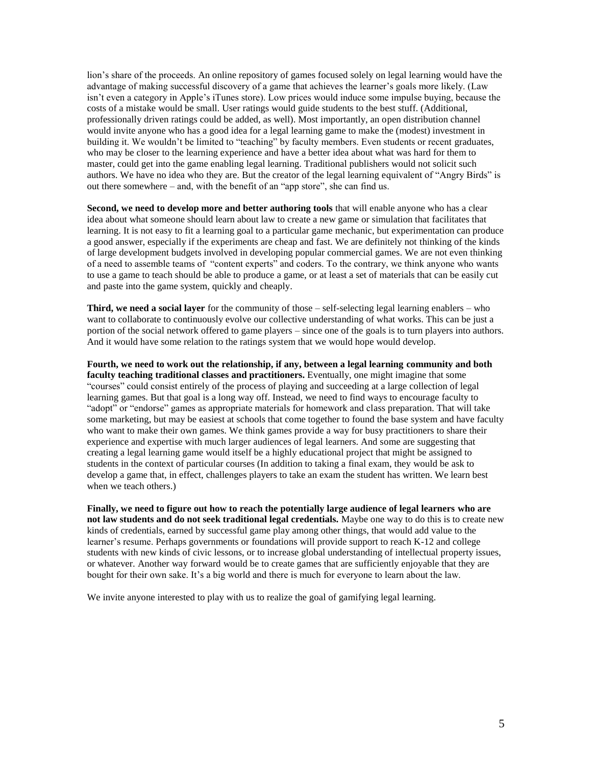lion's share of the proceeds. An online repository of games focused solely on legal learning would have the advantage of making successful discovery of a game that achieves the learner's goals more likely. (Law isn't even a category in Apple's iTunes store). Low prices would induce some impulse buying, because the costs of a mistake would be small. User ratings would guide students to the best stuff. (Additional, professionally driven ratings could be added, as well). Most importantly, an open distribution channel would invite anyone who has a good idea for a legal learning game to make the (modest) investment in building it. We wouldn't be limited to "teaching" by faculty members. Even students or recent graduates, who may be closer to the learning experience and have a better idea about what was hard for them to master, could get into the game enabling legal learning. Traditional publishers would not solicit such authors. We have no idea who they are. But the creator of the legal learning equivalent of "Angry Birds" is out there somewhere – and, with the benefit of an "app store", she can find us.

**Second, we need to develop more and better authoring tools** that will enable anyone who has a clear idea about what someone should learn about law to create a new game or simulation that facilitates that learning. It is not easy to fit a learning goal to a particular game mechanic, but experimentation can produce a good answer, especially if the experiments are cheap and fast. We are definitely not thinking of the kinds of large development budgets involved in developing popular commercial games. We are not even thinking of a need to assemble teams of "content experts" and coders. To the contrary, we think anyone who wants to use a game to teach should be able to produce a game, or at least a set of materials that can be easily cut and paste into the game system, quickly and cheaply.

**Third, we need a social layer** for the community of those – self-selecting legal learning enablers – who want to collaborate to continuously evolve our collective understanding of what works. This can be just a portion of the social network offered to game players – since one of the goals is to turn players into authors. And it would have some relation to the ratings system that we would hope would develop.

**Fourth, we need to work out the relationship, if any, between a legal learning community and both faculty teaching traditional classes and practitioners.** Eventually, one might imagine that some "courses" could consist entirely of the process of playing and succeeding at a large collection of legal learning games. But that goal is a long way off. Instead, we need to find ways to encourage faculty to "adopt" or "endorse" games as appropriate materials for homework and class preparation. That will take some marketing, but may be easiest at schools that come together to found the base system and have faculty who want to make their own games. We think games provide a way for busy practitioners to share their experience and expertise with much larger audiences of legal learners. And some are suggesting that creating a legal learning game would itself be a highly educational project that might be assigned to students in the context of particular courses (In addition to taking a final exam, they would be ask to develop a game that, in effect, challenges players to take an exam the student has written. We learn best when we teach others.)

**Finally, we need to figure out how to reach the potentially large audience of legal learners who are not law students and do not seek traditional legal credentials.** Maybe one way to do this is to create new kinds of credentials, earned by successful game play among other things, that would add value to the learner's resume. Perhaps governments or foundations will provide support to reach K-12 and college students with new kinds of civic lessons, or to increase global understanding of intellectual property issues, or whatever. Another way forward would be to create games that are sufficiently enjoyable that they are bought for their own sake. It's a big world and there is much for everyone to learn about the law.

We invite anyone interested to play with us to realize the goal of gamifying legal learning.